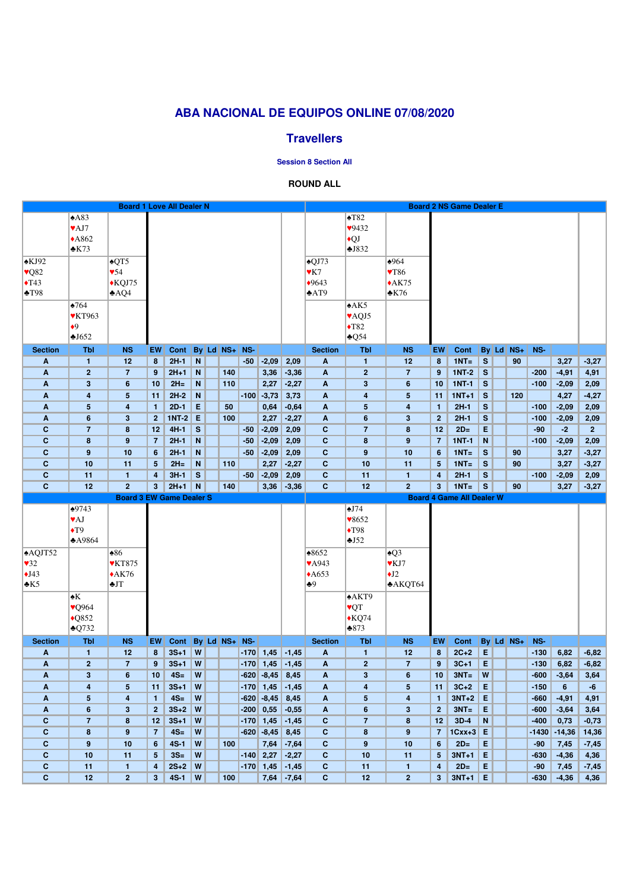# ABA NACIONAL DE EQUIPOS ONLINE 07/08/2020

## Travellers

### Session 8 Section All

**ROUND ALL**

### Board 1 Love All Dealer N

| | North | |
|---|---|---|
| | ♠A83 ♥AJ7 ♦A862 ♣K73 | |
| **West** ♠KJ92 ♥Q82 ♦T43 ♣T98 | | **East** ♠QT5 ♥54 ♦KQJ75 ♣AQ4 |
| | ♠764 ♥KT963 ♦9 ♣J652 | |
| | South | |

| Section | Tbl | NS | EW | Cont | By | Ld | NS+ | NS- | | |
|---|---|---|---|---|---|---|---|---|---|---|
| A | 1 | 12 | 8 | 2H-1 | N | | | -50 | -2,09 | 2,09 |
| A | 2 | 7 | 9 | 2H+1 | N | | 140 | | 3,36 | -3,36 |
| A | 3 | 6 | 10 | 2H= | N | | 110 | | 2,27 | -2,27 |
| A | 4 | 5 | 11 | 2H-2 | N | | | -100 | -3,73 | 3,73 |
| A | 5 | 4 | 1 | 2D-1 | E | | 50 | | 0,64 | -0,64 |
| A | 6 | 3 | 2 | 1NT-2 | E | | 100 | | 2,27 | -2,27 |
| C | 7 | 8 | 12 | 4H-1 | S | | | -50 | -2,09 | 2,09 |
| C | 8 | 9 | 7 | 2H-1 | N | | | -50 | -2,09 | 2,09 |
| C | 9 | 10 | 6 | 2H-1 | N | | | -50 | -2,09 | 2,09 |
| C | 10 | 11 | 5 | 2H= | N | | 110 | | 2,27 | -2,27 |
| C | 11 | 1 | 4 | 3H-1 | S | | | -50 | -2,09 | 2,09 |
| C | 12 | 2 | 3 | 2H+1 | N | | 140 | | 3,36 | -3,36 |

### Board 2 NS Game Dealer E

| | North | |
|---|---|---|
| | ♠T82 ♥9432 ♦QJ ♣J832 | |
| **West** ♠QJ73 ♥K7 ♦9643 ♣AT9 | | **East** ♠964 ♥T86 ♦AK75 ♣K76 |
| | ♠AK5 ♥AQJ5 ♦T82 ♣Q54 | |
| | South | |

| Section | Tbl | NS | EW | Cont | By | Ld | NS+ | NS- | | |
|---|---|---|---|---|---|---|---|---|---|---|
| A | 1 | 12 | 8 | 1NT= | S | | 90 | | 3,27 | -3,27 |
| A | 2 | 7 | 9 | 1NT-2 | S | | | -200 | -4,91 | 4,91 |
| A | 3 | 6 | 10 | 1NT-1 | S | | | -100 | -2,09 | 2,09 |
| A | 4 | 5 | 11 | 1NT+1 | S | | 120 | | 4,27 | -4,27 |
| A | 5 | 4 | 1 | 2H-1 | S | | | -100 | -2,09 | 2,09 |
| A | 6 | 3 | 2 | 2H-1 | S | | | -100 | -2,09 | 2,09 |
| C | 7 | 8 | 12 | 2D= | E | | | -90 | -2 | 2 |
| C | 8 | 9 | 7 | 1NT-1 | N | | | -100 | -2,09 | 2,09 |
| C | 9 | 10 | 6 | 1NT= | S | | 90 | | 3,27 | -3,27 |
| C | 10 | 11 | 5 | 1NT= | S | | 90 | | 3,27 | -3,27 |
| C | 11 | 1 | 4 | 2H-1 | S | | | -100 | -2,09 | 2,09 |
| C | 12 | 2 | 3 | 1NT= | S | | 90 | | 3,27 | -3,27 |

### Board 3 EW Game Dealer S

| | North | |
|---|---|---|
| | ♠9743 ♥AJ ♦T9 ♣A9864 | |
| **West** ♠AQJT52 ♥32 ♦J43 ♣K5 | | **East** ♠86 ♥KT875 ♦AK76 ♣JT |
| | ♠K ♥Q964 ♦Q852 ♣Q732 | |
| | South | |

| Section | Tbl | NS | EW | Cont | By | Ld | NS+ | NS- | | |
|---|---|---|---|---|---|---|---|---|---|---|
| A | 1 | 12 | 8 | 3S+1 | W | | | -170 | 1,45 | -1,45 |
| A | 2 | 7 | 9 | 3S+1 | W | | | -170 | 1,45 | -1,45 |
| A | 3 | 6 | 10 | 4S= | W | | | -620 | -8,45 | 8,45 |
| A | 4 | 5 | 11 | 3S+1 | W | | | -170 | 1,45 | -1,45 |
| A | 5 | 4 | 1 | 4S= | W | | | -620 | -8,45 | 8,45 |
| A | 6 | 3 | 2 | 3S+2 | W | | | -200 | 0,55 | -0,55 |
| C | 7 | 8 | 12 | 3S+1 | W | | | -170 | 1,45 | -1,45 |
| C | 8 | 9 | 7 | 4S= | W | | | -620 | -8,45 | 8,45 |
| C | 9 | 10 | 6 | 4S-1 | W | | 100 | | 7,64 | -7,64 |
| C | 10 | 11 | 5 | 3S= | W | | | -140 | 2,27 | -2,27 |
| C | 11 | 1 | 4 | 2S+2 | W | | | -170 | 1,45 | -1,45 |
| C | 12 | 2 | 3 | 4S-1 | W | | 100 | | 7,64 | -7,64 |

### Board 4 Game All Dealer W

| | North | |
|---|---|---|
| | ♠J74 ♥8652 ♦T98 ♣J52 | |
| **West** ♠8652 ♥A943 ♦A653 ♣9 | | **East** ♠Q3 ♥KJ7 ♦J2 ♣AKQT64 |
| | ♠AKT9 ♥QT ♦KQ74 ♣873 | |
| | South | |

| Section | Tbl | NS | EW | Cont | By | Ld | NS+ | NS- | | |
|---|---|---|---|---|---|---|---|---|---|---|
| A | 1 | 12 | 8 | 2C+2 | E | | | -130 | 6,82 | -6,82 |
| A | 2 | 7 | 9 | 3C+1 | E | | | -130 | 6,82 | -6,82 |
| A | 3 | 6 | 10 | 3NT= | W | | | -600 | -3,64 | 3,64 |
| A | 4 | 5 | 11 | 3C+2 | E | | | -150 | 6 | -6 |
| A | 5 | 4 | 1 | 3NT+2 | E | | | -660 | -4,91 | 4,91 |
| A | 6 | 3 | 2 | 3NT= | E | | | -600 | -3,64 | 3,64 |
| C | 7 | 8 | 12 | 3D-4 | N | | | -400 | 0,73 | -0,73 |
| C | 8 | 9 | 7 | 1Cxx+3 | E | | | -1430 | -14,36 | 14,36 |
| C | 9 | 10 | 6 | 2D= | E | | | -90 | 7,45 | -7,45 |
| C | 10 | 11 | 5 | 3NT+1 | E | | | -630 | -4,36 | 4,36 |
| C | 11 | 1 | 4 | 2D= | E | | | -90 | 7,45 | -7,45 |
| C | 12 | 2 | 3 | 3NT+1 | E | | | -630 | -4,36 | 4,36 |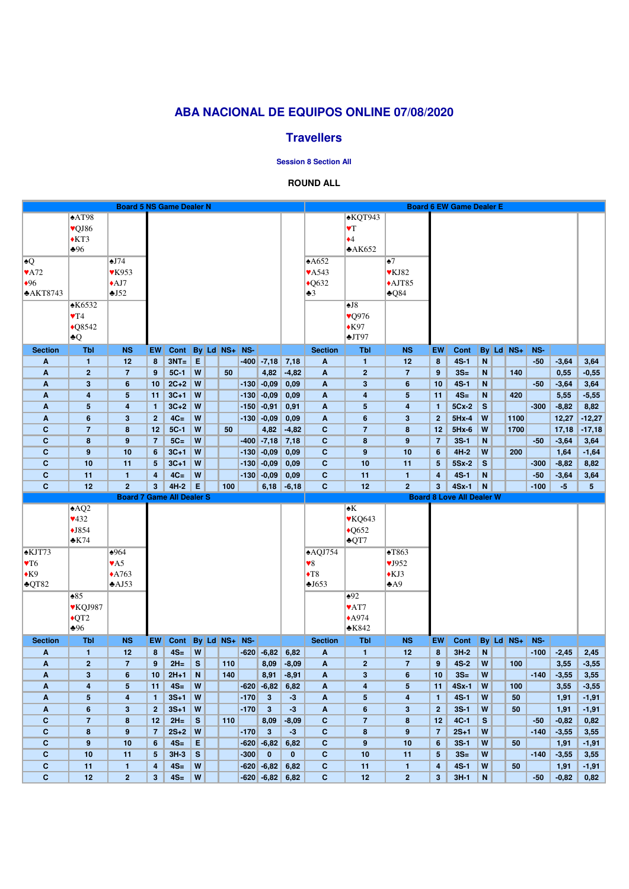# ABA NACIONAL DE EQUIPOS ONLINE 07/08/2020

## Travellers

#### Session 8 Section All

### ROUND ALL

**Board 5 NS Game Dealer N**

| | North | |
|---|---|---|
| | ♠AT98 ♥QJ86 ♦KT3 ♣96 | |
| **West** ♠Q ♥A72 ♦96 ♣AKT8743 | | **East** ♠J74 ♥K953 ♦AJ7 ♣J52 |
| | ♠K6532 ♥T4 ♦Q8542 ♣Q | |
| | South | |

| Section | Tbl | NS | EW | Cont | By | Ld | NS+ | NS- | | |
|---|---|---|---|---|---|---|---|---|---|---|
| A | 1 | 12 | 8 | 3NT= | E | | | -400 | -7,18 | 7,18 |
| A | 2 | 7 | 9 | 5C-1 | W | | 50 | | 4,82 | -4,82 |
| A | 3 | 6 | 10 | 2C+2 | W | | | -130 | -0,09 | 0,09 |
| A | 4 | 5 | 11 | 3C+1 | W | | | -130 | -0,09 | 0,09 |
| A | 5 | 4 | 1 | 3C+2 | W | | | -150 | -0,91 | 0,91 |
| A | 6 | 3 | 2 | 4C= | W | | | -130 | -0,09 | 0,09 |
| C | 7 | 8 | 12 | 5C-1 | W | | 50 | | 4,82 | -4,82 |
| C | 8 | 9 | 7 | 5C= | W | | | -400 | -7,18 | 7,18 |
| C | 9 | 10 | 6 | 3C+1 | W | | | -130 | -0,09 | 0,09 |
| C | 10 | 11 | 5 | 3C+1 | W | | | -130 | -0,09 | 0,09 |
| C | 11 | 1 | 4 | 4C= | W | | | -130 | -0,09 | 0,09 |
| C | 12 | 2 | 3 | 4H-2 | E | | 100 | | 6,18 | -6,18 |

**Board 6 EW Game Dealer E**

| | North | |
|---|---|---|
| | ♠KQT943 ♥T ♦4 ♣AK652 | |
| **West** ♠A652 ♥A543 ♦Q632 ♣3 | | **East** ♠7 ♥KJ82 ♦AJT85 ♣Q84 |
| | ♠J8 ♥Q976 ♦K97 ♣JT97 | |
| | South | |

| Section | Tbl | NS | EW | Cont | By | Ld | NS+ | NS- | | |
|---|---|---|---|---|---|---|---|---|---|---|
| A | 1 | 12 | 8 | 4S-1 | N | | | -50 | -3,64 | 3,64 |
| A | 2 | 7 | 9 | 3S= | N | | 140 | | 0,55 | -0,55 |
| A | 3 | 6 | 10 | 4S-1 | N | | | -50 | -3,64 | 3,64 |
| A | 4 | 5 | 11 | 4S= | N | | 420 | | 5,55 | -5,55 |
| A | 5 | 4 | 1 | 5Cx-2 | S | | | -300 | -8,82 | 8,82 |
| A | 6 | 3 | 2 | 5Hx-4 | W | | 1100 | | 12,27 | -12,27 |
| C | 7 | 8 | 12 | 5Hx-6 | W | | 1700 | | 17,18 | -17,18 |
| C | 8 | 9 | 7 | 3S-1 | N | | | -50 | -3,64 | 3,64 |
| C | 9 | 10 | 6 | 4H-2 | W | | 200 | | 1,64 | -1,64 |
| C | 10 | 11 | 5 | 5Sx-2 | S | | | -300 | -8,82 | 8,82 |
| C | 11 | 1 | 4 | 4S-1 | N | | | -50 | -3,64 | 3,64 |
| C | 12 | 2 | 3 | 4Sx-1 | N | | | -100 | -5 | 5 |

**Board 7 Game All Dealer S**

| | North | |
|---|---|---|
| | ♠AQ2 ♥432 ♦J854 ♣K74 | |
| **West** ♠KJT73 ♥T6 ♦K9 ♣QT82 | | **East** ♠964 ♥A5 ♦A763 ♣AJ53 |
| | ♠85 ♥KQJ987 ♦QT2 ♣96 | |
| | South | |

| Section | Tbl | NS | EW | Cont | By | Ld | NS+ | NS- | | |
|---|---|---|---|---|---|---|---|---|---|---|
| A | 1 | 12 | 8 | 4S= | W | | | -620 | -6,82 | 6,82 |
| A | 2 | 7 | 9 | 2H= | S | | 110 | | 8,09 | -8,09 |
| A | 3 | 6 | 10 | 2H+1 | N | | 140 | | 8,91 | -8,91 |
| A | 4 | 5 | 11 | 4S= | W | | | -620 | -6,82 | 6,82 |
| A | 5 | 4 | 1 | 3S+1 | W | | | -170 | 3 | -3 |
| A | 6 | 3 | 2 | 3S+1 | W | | | -170 | 3 | -3 |
| C | 7 | 8 | 12 | 2H= | S | | 110 | | 8,09 | -8,09 |
| C | 8 | 9 | 7 | 2S+2 | W | | | -170 | 3 | -3 |
| C | 9 | 10 | 6 | 4S= | E | | | -620 | -6,82 | 6,82 |
| C | 10 | 11 | 5 | 3H-3 | S | | | -300 | 0 | 0 |
| C | 11 | 1 | 4 | 4S= | W | | | -620 | -6,82 | 6,82 |
| C | 12 | 2 | 3 | 4S= | W | | | -620 | -6,82 | 6,82 |

**Board 8 Love All Dealer W**

| | North | |
|---|---|---|
| | ♠K ♥KQ643 ♦Q652 ♣QT7 | |
| **West** ♠AQJ754 ♥8 ♦T8 ♣J653 | | **East** ♠T863 ♥J952 ♦KJ3 ♣A9 |
| | ♠92 ♥AT7 ♦A974 ♣K842 | |
| | South | |

| Section | Tbl | NS | EW | Cont | By | Ld | NS+ | NS- | | |
|---|---|---|---|---|---|---|---|---|---|---|
| A | 1 | 12 | 8 | 3H-2 | N | | | -100 | -2,45 | 2,45 |
| A | 2 | 7 | 9 | 4S-2 | W | | 100 | | 3,55 | -3,55 |
| A | 3 | 6 | 10 | 3S= | W | | | -140 | -3,55 | 3,55 |
| A | 4 | 5 | 11 | 4Sx-1 | W | | 100 | | 3,55 | -3,55 |
| A | 5 | 4 | 1 | 4S-1 | W | | 50 | | 1,91 | -1,91 |
| A | 6 | 3 | 2 | 3S-1 | W | | 50 | | 1,91 | -1,91 |
| C | 7 | 8 | 12 | 4C-1 | S | | | -50 | -0,82 | 0,82 |
| C | 8 | 9 | 7 | 2S+1 | W | | | -140 | -3,55 | 3,55 |
| C | 9 | 10 | 6 | 3S-1 | W | | 50 | | 1,91 | -1,91 |
| C | 10 | 11 | 5 | 3S= | W | | | -140 | -3,55 | 3,55 |
| C | 11 | 1 | 4 | 4S-1 | W | | 50 | | 1,91 | -1,91 |
| C | 12 | 2 | 3 | 3H-1 | N | | | -50 | -0,82 | 0,82 |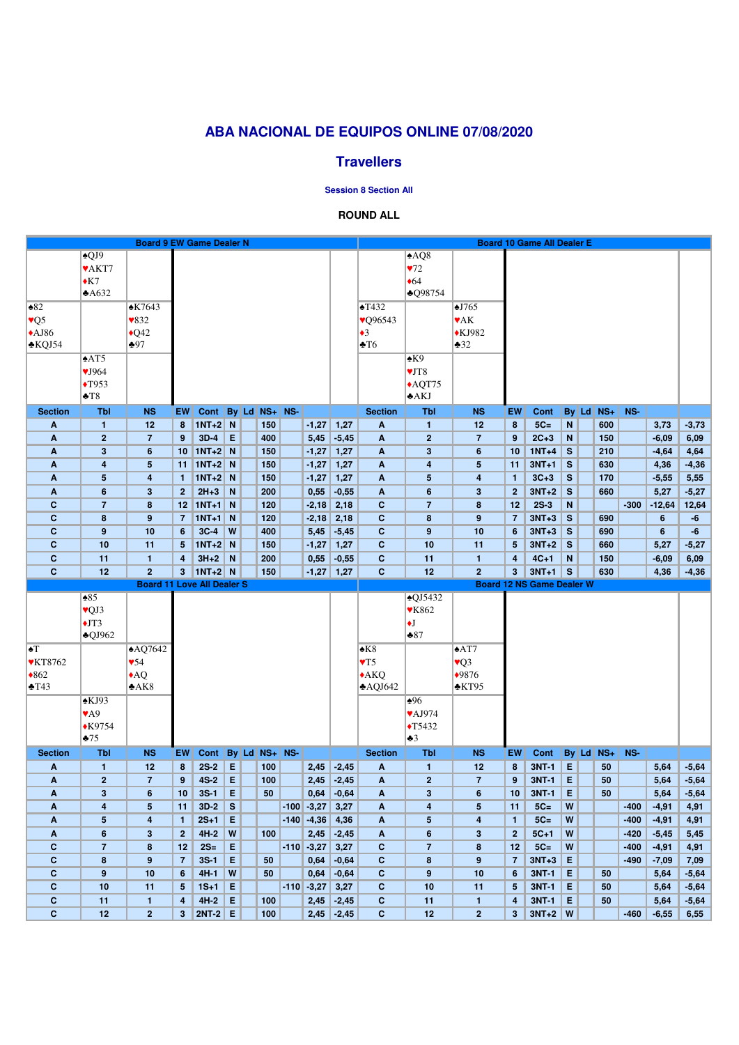# ABA NACIONAL DE EQUIPOS ONLINE 07/08/2020

## Travellers

### Session 8 Section All

**ROUND ALL**

**Board 9 EW Game Dealer N**

North: ♠QJ9 ♥AKT7 ♦K7 ♣A632
West: ♠82 ♥Q5 ♦AJ86 ♣KQJ54
East: ♠K7643 ♥832 ♦Q42 ♣97
South: ♠AT5 ♥J964 ♦T953 ♣T8

| Section | Tbl | NS | EW | Cont | By | Ld | NS+ | NS- | | |
|---|---|---|---|---|---|---|---|---|---|---|
| A | 1 | 12 | 8 | 1NT+2 | N | | 150 | | -1,27 | 1,27 |
| A | 2 | 7 | 9 | 3D-4 | E | | 400 | | 5,45 | -5,45 |
| A | 3 | 6 | 10 | 1NT+2 | N | | 150 | | -1,27 | 1,27 |
| A | 4 | 5 | 11 | 1NT+2 | N | | 150 | | -1,27 | 1,27 |
| A | 5 | 4 | 1 | 1NT+2 | N | | 150 | | -1,27 | 1,27 |
| A | 6 | 3 | 2 | 2H+3 | N | | 200 | | 0,55 | -0,55 |
| C | 7 | 8 | 12 | 1NT+1 | N | | 120 | | -2,18 | 2,18 |
| C | 8 | 9 | 7 | 1NT+1 | N | | 120 | | -2,18 | 2,18 |
| C | 9 | 10 | 6 | 3C-4 | W | | 400 | | 5,45 | -5,45 |
| C | 10 | 11 | 5 | 1NT+2 | N | | 150 | | -1,27 | 1,27 |
| C | 11 | 1 | 4 | 3H+2 | N | | 200 | | 0,55 | -0,55 |
| C | 12 | 2 | 3 | 1NT+2 | N | | 150 | | -1,27 | 1,27 |

**Board 10 Game All Dealer E**

North: ♠AQ8 ♥72 ♦64 ♣Q98754
West: ♠T432 ♥Q96543 ♦3 ♣T6
East: ♠J765 ♥AK ♦KJ982 ♣32
South: ♠K9 ♥JT8 ♦AQT75 ♣AKJ

| Section | Tbl | NS | EW | Cont | By | Ld | NS+ | NS- | | |
|---|---|---|---|---|---|---|---|---|---|---|
| A | 1 | 12 | 8 | 5C= | N | | 600 | | 3,73 | -3,73 |
| A | 2 | 7 | 9 | 2C+3 | N | | 150 | | -6,09 | 6,09 |
| A | 3 | 6 | 10 | 1NT+4 | S | | 210 | | -4,64 | 4,64 |
| A | 4 | 5 | 11 | 3NT+1 | S | | 630 | | 4,36 | -4,36 |
| A | 5 | 4 | 1 | 3C+3 | S | | 170 | | -5,55 | 5,55 |
| A | 6 | 3 | 2 | 3NT+2 | S | | 660 | | 5,27 | -5,27 |
| C | 7 | 8 | 12 | 2S-3 | N | | | -300 | -12,64 | 12,64 |
| C | 8 | 9 | 7 | 3NT+3 | S | | 690 | | 6 | -6 |
| C | 9 | 10 | 6 | 3NT+3 | S | | 690 | | 6 | -6 |
| C | 10 | 11 | 5 | 3NT+2 | S | | 660 | | 5,27 | -5,27 |
| C | 11 | 1 | 4 | 4C+1 | N | | 150 | | -6,09 | 6,09 |
| C | 12 | 2 | 3 | 3NT+1 | S | | 630 | | 4,36 | -4,36 |

**Board 11 Love All Dealer S**

North: ♠85 ♥QJ3 ♦JT3 ♣QJ962
West: ♠T ♥KT8762 ♦862 ♣T43
East: ♠AQ7642 ♥54 ♦AQ ♣AK8
South: ♠KJ93 ♥A9 ♦K9754 ♣75

| Section | Tbl | NS | EW | Cont | By | Ld | NS+ | NS- | | |
|---|---|---|---|---|---|---|---|---|---|---|
| A | 1 | 12 | 8 | 2S-2 | E | | 100 | | 2,45 | -2,45 |
| A | 2 | 7 | 9 | 4S-2 | E | | 100 | | 2,45 | -2,45 |
| A | 3 | 6 | 10 | 3S-1 | E | | 50 | | 0,64 | -0,64 |
| A | 4 | 5 | 11 | 3D-2 | S | | | -100 | -3,27 | 3,27 |
| A | 5 | 4 | 1 | 2S+1 | E | | | -140 | -4,36 | 4,36 |
| A | 6 | 3 | 2 | 4H-2 | W | | 100 | | 2,45 | -2,45 |
| C | 7 | 8 | 12 | 2S= | E | | | -110 | -3,27 | 3,27 |
| C | 8 | 9 | 7 | 3S-1 | E | | 50 | | 0,64 | -0,64 |
| C | 9 | 10 | 6 | 4H-1 | W | | 50 | | 0,64 | -0,64 |
| C | 10 | 11 | 5 | 1S+1 | E | | | -110 | -3,27 | 3,27 |
| C | 11 | 1 | 4 | 4H-2 | E | | 100 | | 2,45 | -2,45 |
| C | 12 | 2 | 3 | 2NT-2 | E | | 100 | | 2,45 | -2,45 |

**Board 12 NS Game Dealer W**

North: ♠QJ5432 ♥K862 ♦J ♣87
West: ♠K8 ♥T5 ♦AKQ ♣AQJ642
East: ♠AT7 ♥Q3 ♦9876 ♣KT95
South: ♠96 ♥AJ974 ♦T5432 ♣3

| Section | Tbl | NS | EW | Cont | By | Ld | NS+ | NS- | | |
|---|---|---|---|---|---|---|---|---|---|---|
| A | 1 | 12 | 8 | 3NT-1 | E | | 50 | | 5,64 | -5,64 |
| A | 2 | 7 | 9 | 3NT-1 | E | | 50 | | 5,64 | -5,64 |
| A | 3 | 6 | 10 | 3NT-1 | E | | 50 | | 5,64 | -5,64 |
| A | 4 | 5 | 11 | 5C= | W | | | -400 | -4,91 | 4,91 |
| A | 5 | 4 | 1 | 5C= | W | | | -400 | -4,91 | 4,91 |
| A | 6 | 3 | 2 | 5C+1 | W | | | -420 | -5,45 | 5,45 |
| C | 7 | 8 | 12 | 5C= | W | | | -400 | -4,91 | 4,91 |
| C | 8 | 9 | 7 | 3NT+3 | E | | | -490 | -7,09 | 7,09 |
| C | 9 | 10 | 6 | 3NT-1 | E | | 50 | | 5,64 | -5,64 |
| C | 10 | 11 | 5 | 3NT-1 | E | | 50 | | 5,64 | -5,64 |
| C | 11 | 1 | 4 | 3NT-1 | E | | 50 | | 5,64 | -5,64 |
| C | 12 | 2 | 3 | 3NT+2 | W | | | -460 | -6,55 | 6,55 |